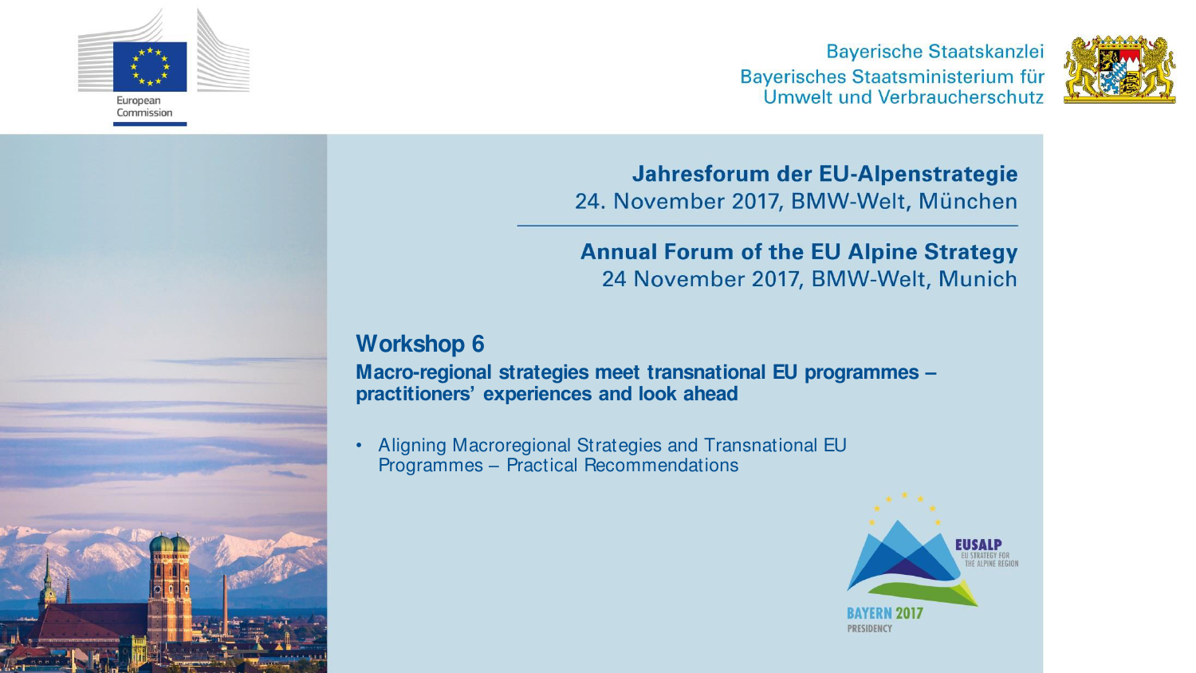European Commission

Bayerische Staatskanzlei
Bayerisches Staatsministerium für Umwelt und Verbraucherschutz

# Jahresforum der EU-Alpenstrategie

24. November 2017, BMW-Welt, München

# Annual Forum of the EU Alpine Strategy

24 November 2017, BMW-Welt, Munich

## Workshop 6

**Macro-regional strategies meet transnational EU programmes – practitioners' experiences and look ahead**

- Aligning Macroregional Strategies and Transnational EU Programmes – Practical Recommendations

EUSALP
EU STRATEGY FOR THE ALPINE REGION
BAYERN 2017
PRESIDENCY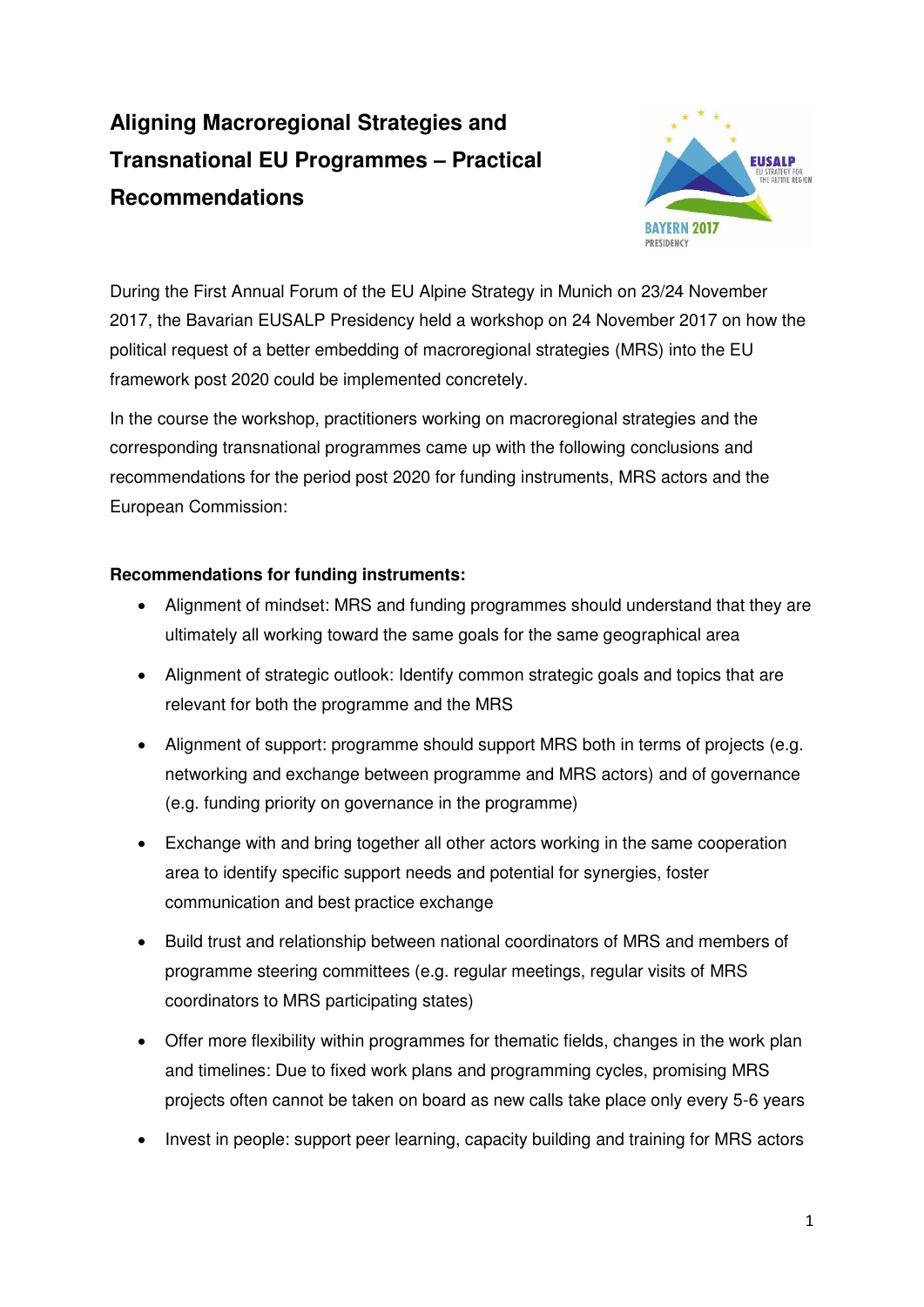# Aligning Macroregional Strategies and Transnational EU Programmes – Practical Recommendations

During the First Annual Forum of the EU Alpine Strategy in Munich on 23/24 November 2017, the Bavarian EUSALP Presidency held a workshop on 24 November 2017 on how the political request of a better embedding of macroregional strategies (MRS) into the EU framework post 2020 could be implemented concretely.

In the course the workshop, practitioners working on macroregional strategies and the corresponding transnational programmes came up with the following conclusions and recommendations for the period post 2020 for funding instruments, MRS actors and the European Commission:

**Recommendations for funding instruments:**

- Alignment of mindset: MRS and funding programmes should understand that they are ultimately all working toward the same goals for the same geographical area
- Alignment of strategic outlook: Identify common strategic goals and topics that are relevant for both the programme and the MRS
- Alignment of support: programme should support MRS both in terms of projects (e.g. networking and exchange between programme and MRS actors) and of governance (e.g. funding priority on governance in the programme)
- Exchange with and bring together all other actors working in the same cooperation area to identify specific support needs and potential for synergies, foster communication and best practice exchange
- Build trust and relationship between national coordinators of MRS and members of programme steering committees (e.g. regular meetings, regular visits of MRS coordinators to MRS participating states)
- Offer more flexibility within programmes for thematic fields, changes in the work plan and timelines: Due to fixed work plans and programming cycles, promising MRS projects often cannot be taken on board as new calls take place only every 5-6 years
- Invest in people: support peer learning, capacity building and training for MRS actors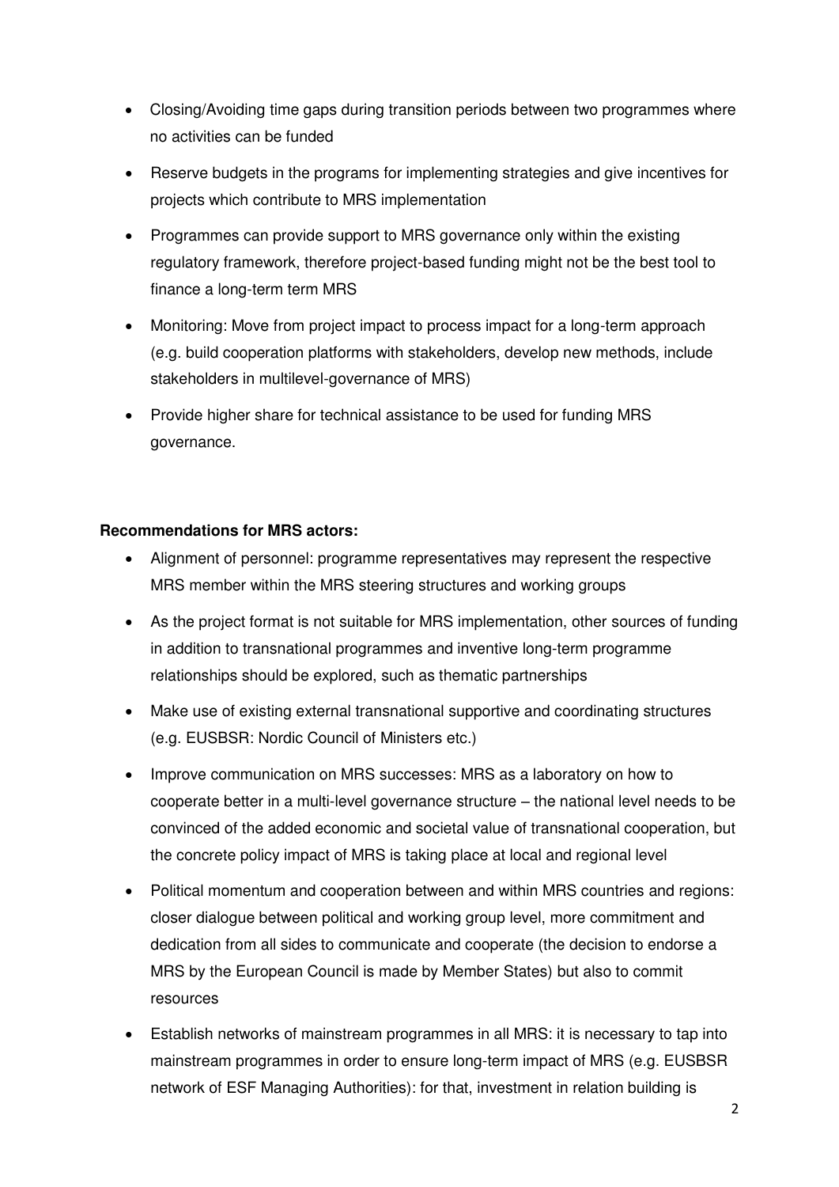- Closing/Avoiding time gaps during transition periods between two programmes where no activities can be funded
- Reserve budgets in the programs for implementing strategies and give incentives for projects which contribute to MRS implementation
- Programmes can provide support to MRS governance only within the existing regulatory framework, therefore project-based funding might not be the best tool to finance a long-term term MRS
- Monitoring: Move from project impact to process impact for a long-term approach (e.g. build cooperation platforms with stakeholders, develop new methods, include stakeholders in multilevel-governance of MRS)
- Provide higher share for technical assistance to be used for funding MRS governance.

**Recommendations for MRS actors:**

- Alignment of personnel: programme representatives may represent the respective MRS member within the MRS steering structures and working groups
- As the project format is not suitable for MRS implementation, other sources of funding in addition to transnational programmes and inventive long-term programme relationships should be explored, such as thematic partnerships
- Make use of existing external transnational supportive and coordinating structures (e.g. EUSBSR: Nordic Council of Ministers etc.)
- Improve communication on MRS successes: MRS as a laboratory on how to cooperate better in a multi-level governance structure – the national level needs to be convinced of the added economic and societal value of transnational cooperation, but the concrete policy impact of MRS is taking place at local and regional level
- Political momentum and cooperation between and within MRS countries and regions: closer dialogue between political and working group level, more commitment and dedication from all sides to communicate and cooperate (the decision to endorse a MRS by the European Council is made by Member States) but also to commit resources
- Establish networks of mainstream programmes in all MRS: it is necessary to tap into mainstream programmes in order to ensure long-term impact of MRS (e.g. EUSBSR network of ESF Managing Authorities): for that, investment in relation building is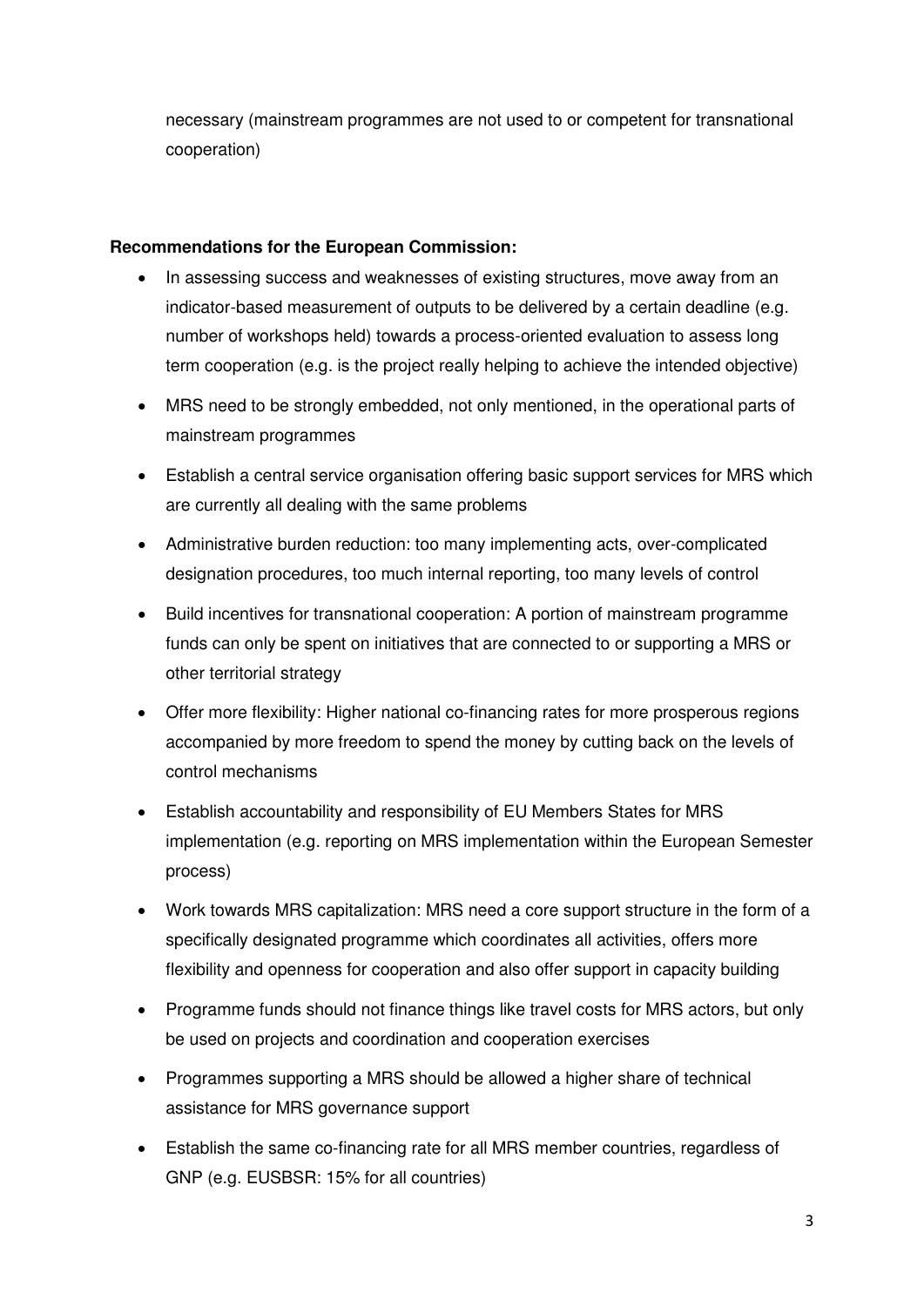necessary (mainstream programmes are not used to or competent for transnational cooperation)

**Recommendations for the European Commission:**

- In assessing success and weaknesses of existing structures, move away from an indicator-based measurement of outputs to be delivered by a certain deadline (e.g. number of workshops held) towards a process-oriented evaluation to assess long term cooperation (e.g. is the project really helping to achieve the intended objective)
- MRS need to be strongly embedded, not only mentioned, in the operational parts of mainstream programmes
- Establish a central service organisation offering basic support services for MRS which are currently all dealing with the same problems
- Administrative burden reduction: too many implementing acts, over-complicated designation procedures, too much internal reporting, too many levels of control
- Build incentives for transnational cooperation: A portion of mainstream programme funds can only be spent on initiatives that are connected to or supporting a MRS or other territorial strategy
- Offer more flexibility: Higher national co-financing rates for more prosperous regions accompanied by more freedom to spend the money by cutting back on the levels of control mechanisms
- Establish accountability and responsibility of EU Members States for MRS implementation (e.g. reporting on MRS implementation within the European Semester process)
- Work towards MRS capitalization: MRS need a core support structure in the form of a specifically designated programme which coordinates all activities, offers more flexibility and openness for cooperation and also offer support in capacity building
- Programme funds should not finance things like travel costs for MRS actors, but only be used on projects and coordination and cooperation exercises
- Programmes supporting a MRS should be allowed a higher share of technical assistance for MRS governance support
- Establish the same co-financing rate for all MRS member countries, regardless of GNP (e.g. EUSBSR: 15% for all countries)